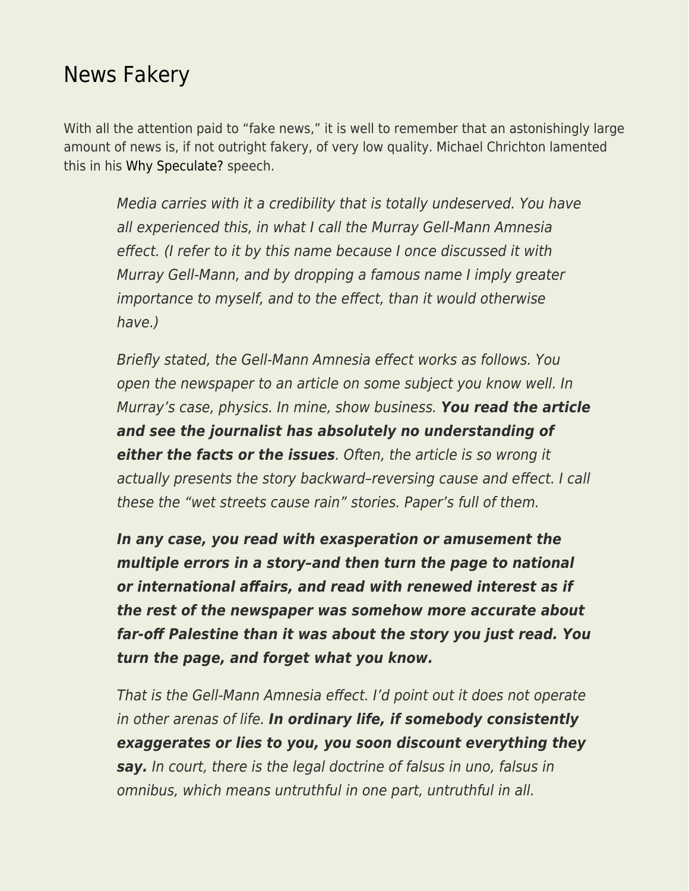# News Fakery

With all the attention paid to "fake news," it is well to remember that an astonishingly large amount of news is, if not outright fakery, of very low quality. Michael Chrichton lamented this in his Why Speculate? speech.

> *Media carries with it a credibility that is totally undeserved. You have all experienced this, in what I call the Murray Gell-Mann Amnesia effect. (I refer to it by this name because I once discussed it with Murray Gell-Mann, and by dropping a famous name I imply greater importance to myself, and to the effect, than it would otherwise have.)*
>
> *Briefly stated, the Gell-Mann Amnesia effect works as follows. You open the newspaper to an article on some subject you know well. In Murray's case, physics. In mine, show business.* ***You read the article and see the journalist has absolutely no understanding of either the facts or the issues****. Often, the article is so wrong it actually presents the story backward–reversing cause and effect. I call these the "wet streets cause rain" stories. Paper's full of them.*
>
> ***In any case, you read with exasperation or amusement the multiple errors in a story–and then turn the page to national or international affairs, and read with renewed interest as if the rest of the newspaper was somehow more accurate about far-off Palestine than it was about the story you just read. You turn the page, and forget what you know.***
>
> *That is the Gell-Mann Amnesia effect. I'd point out it does not operate in other arenas of life.* ***In ordinary life, if somebody consistently exaggerates or lies to you, you soon discount everything they say.*** *In court, there is the legal doctrine of falsus in uno, falsus in omnibus, which means untruthful in one part, untruthful in all.*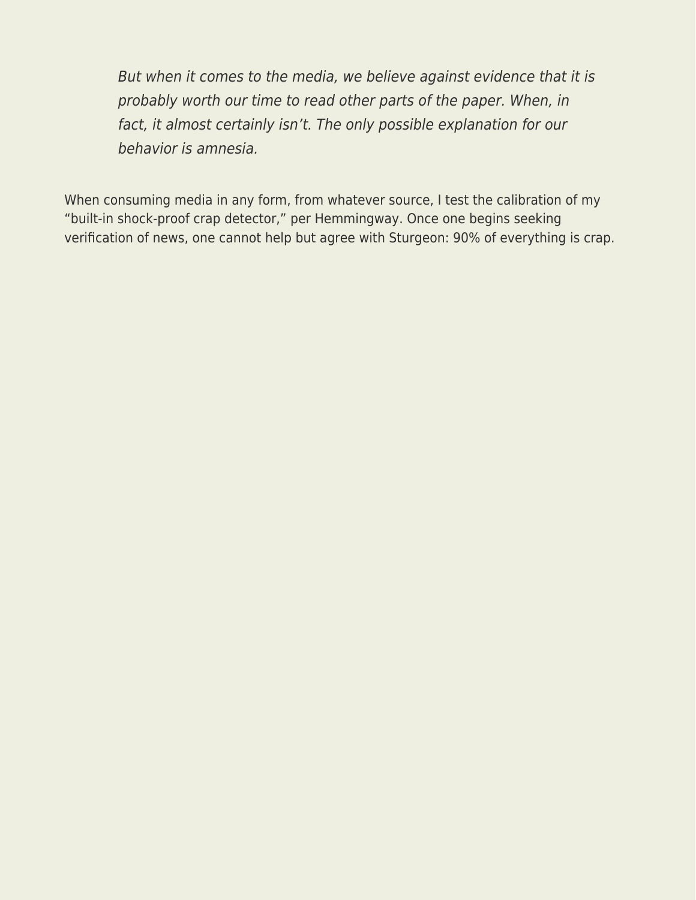> *But when it comes to the media, we believe against evidence that it is probably worth our time to read other parts of the paper. When, in fact, it almost certainly isn't. The only possible explanation for our behavior is amnesia.*

When consuming media in any form, from whatever source, I test the calibration of my "built-in shock-proof crap detector," per Hemmingway. Once one begins seeking verification of news, one cannot help but agree with Sturgeon: 90% of everything is crap.